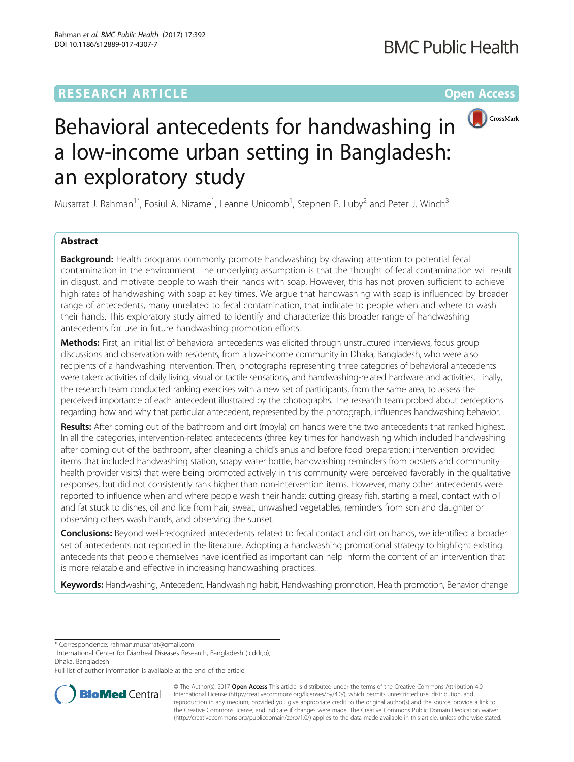RESEARCH ARTICLE

Open Access

# Behavioral antecedents for handwashing in a low-income urban setting in Bangladesh: an exploratory study

Musarrat J. Rahman[1*], Fosiul A. Nizame[1], Leanne Unicomb[1], Stephen P. Luby[2] and Peter J. Winch[3]

## Abstract

**Background:** Health programs commonly promote handwashing by drawing attention to potential fecal contamination in the environment. The underlying assumption is that the thought of fecal contamination will result in disgust, and motivate people to wash their hands with soap. However, this has not proven sufficient to achieve high rates of handwashing with soap at key times. We argue that handwashing with soap is influenced by broader range of antecedents, many unrelated to fecal contamination, that indicate to people when and where to wash their hands. This exploratory study aimed to identify and characterize this broader range of handwashing antecedents for use in future handwashing promotion efforts.

**Methods:** First, an initial list of behavioral antecedents was elicited through unstructured interviews, focus group discussions and observation with residents, from a low-income community in Dhaka, Bangladesh, who were also recipients of a handwashing intervention. Then, photographs representing three categories of behavioral antecedents were taken: activities of daily living, visual or tactile sensations, and handwashing-related hardware and activities. Finally, the research team conducted ranking exercises with a new set of participants, from the same area, to assess the perceived importance of each antecedent illustrated by the photographs. The research team probed about perceptions regarding how and why that particular antecedent, represented by the photograph, influences handwashing behavior.

**Results:** After coming out of the bathroom and dirt (moyla) on hands were the two antecedents that ranked highest. In all the categories, intervention-related antecedents (three key times for handwashing which included handwashing after coming out of the bathroom, after cleaning a child's anus and before food preparation; intervention provided items that included handwashing station, soapy water bottle, handwashing reminders from posters and community health provider visits) that were being promoted actively in this community were perceived favorably in the qualitative responses, but did not consistently rank higher than non-intervention items. However, many other antecedents were reported to influence when and where people wash their hands: cutting greasy fish, starting a meal, contact with oil and fat stuck to dishes, oil and lice from hair, sweat, unwashed vegetables, reminders from son and daughter or observing others wash hands, and observing the sunset.

**Conclusions:** Beyond well-recognized antecedents related to fecal contact and dirt on hands, we identified a broader set of antecedents not reported in the literature. Adopting a handwashing promotional strategy to highlight existing antecedents that people themselves have identified as important can help inform the content of an intervention that is more relatable and effective in increasing handwashing practices.

**Keywords:** Handwashing, Antecedent, Handwashing habit, Handwashing promotion, Health promotion, Behavior change

---

\* Correspondence: rahman.musarrat@gmail.com
[1]International Center for Diarrheal Diseases Research, Bangladesh (icddr,b), Dhaka, Bangladesh
Full list of author information is available at the end of the article

© The Author(s). 2017 **Open Access** This article is distributed under the terms of the Creative Commons Attribution 4.0 International License (http://creativecommons.org/licenses/by/4.0/), which permits unrestricted use, distribution, and reproduction in any medium, provided you give appropriate credit to the original author(s) and the source, provide a link to the Creative Commons license, and indicate if changes were made. The Creative Commons Public Domain Dedication waiver (http://creativecommons.org/publicdomain/zero/1.0/) applies to the data made available in this article, unless otherwise stated.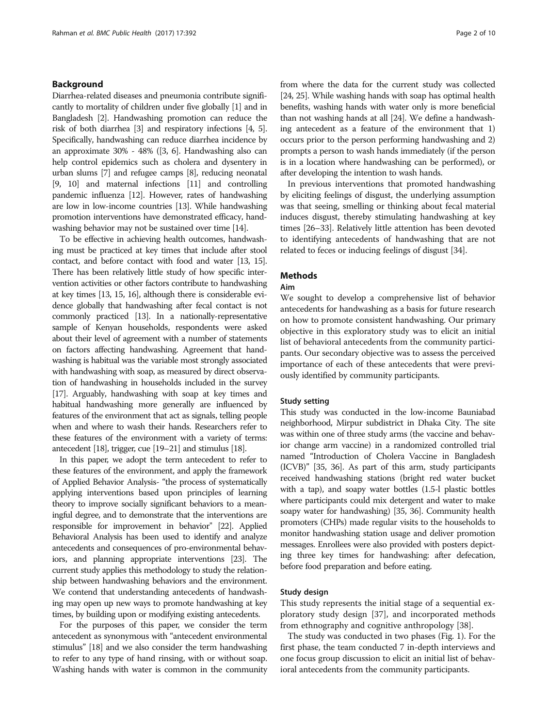## Background

Diarrhea-related diseases and pneumonia contribute significantly to mortality of children under five globally [1] and in Bangladesh [2]. Handwashing promotion can reduce the risk of both diarrhea [3] and respiratory infections [4, 5]. Specifically, handwashing can reduce diarrhea incidence by an approximate 30% - 48% ([3, 6]. Handwashing also can help control epidemics such as cholera and dysentery in urban slums [7] and refugee camps [8], reducing neonatal [9, 10] and maternal infections [11] and controlling pandemic influenza [12]. However, rates of handwashing are low in low-income countries [13]. While handwashing promotion interventions have demonstrated efficacy, handwashing behavior may not be sustained over time [14].

To be effective in achieving health outcomes, handwashing must be practiced at key times that include after stool contact, and before contact with food and water [13, 15]. There has been relatively little study of how specific intervention activities or other factors contribute to handwashing at key times [13, 15, 16], although there is considerable evidence globally that handwashing after fecal contact is not commonly practiced [13]. In a nationally-representative sample of Kenyan households, respondents were asked about their level of agreement with a number of statements on factors affecting handwashing. Agreement that handwashing is habitual was the variable most strongly associated with handwashing with soap, as measured by direct observation of handwashing in households included in the survey [17]. Arguably, handwashing with soap at key times and habitual handwashing more generally are influenced by features of the environment that act as signals, telling people when and where to wash their hands. Researchers refer to these features of the environment with a variety of terms: antecedent [18], trigger, cue [19–21] and stimulus [18].

In this paper, we adopt the term antecedent to refer to these features of the environment, and apply the framework of Applied Behavior Analysis- "the process of systematically applying interventions based upon principles of learning theory to improve socially significant behaviors to a meaningful degree, and to demonstrate that the interventions are responsible for improvement in behavior" [22]. Applied Behavioral Analysis has been used to identify and analyze antecedents and consequences of pro-environmental behaviors, and planning appropriate interventions [23]. The current study applies this methodology to study the relationship between handwashing behaviors and the environment. We contend that understanding antecedents of handwashing may open up new ways to promote handwashing at key times, by building upon or modifying existing antecedents.

For the purposes of this paper, we consider the term antecedent as synonymous with "antecedent environmental stimulus" [18] and we also consider the term handwashing to refer to any type of hand rinsing, with or without soap. Washing hands with water is common in the community from where the data for the current study was collected [24, 25]. While washing hands with soap has optimal health benefits, washing hands with water only is more beneficial than not washing hands at all [24]. We define a handwashing antecedent as a feature of the environment that 1) occurs prior to the person performing handwashing and 2) prompts a person to wash hands immediately (if the person is in a location where handwashing can be performed), or after developing the intention to wash hands.

In previous interventions that promoted handwashing by eliciting feelings of disgust, the underlying assumption was that seeing, smelling or thinking about fecal material induces disgust, thereby stimulating handwashing at key times [26–33]. Relatively little attention has been devoted to identifying antecedents of handwashing that are not related to feces or inducing feelings of disgust [34].

## Methods

### Aim

We sought to develop a comprehensive list of behavior antecedents for handwashing as a basis for future research on how to promote consistent handwashing. Our primary objective in this exploratory study was to elicit an initial list of behavioral antecedents from the community participants. Our secondary objective was to assess the perceived importance of each of these antecedents that were previously identified by community participants.

### Study setting

This study was conducted in the low-income Bauniabad neighborhood, Mirpur subdistrict in Dhaka City. The site was within one of three study arms (the vaccine and behavior change arm vaccine) in a randomized controlled trial named "Introduction of Cholera Vaccine in Bangladesh (ICVB)" [35, 36]. As part of this arm, study participants received handwashing stations (bright red water bucket with a tap), and soapy water bottles (1.5-l plastic bottles where participants could mix detergent and water to make soapy water for handwashing) [35, 36]. Community health promoters (CHPs) made regular visits to the households to monitor handwashing station usage and deliver promotion messages. Enrollees were also provided with posters depicting three key times for handwashing: after defecation, before food preparation and before eating.

### Study design

This study represents the initial stage of a sequential exploratory study design [37], and incorporated methods from ethnography and cognitive anthropology [38].

The study was conducted in two phases (Fig. 1). For the first phase, the team conducted 7 in-depth interviews and one focus group discussion to elicit an initial list of behavioral antecedents from the community participants.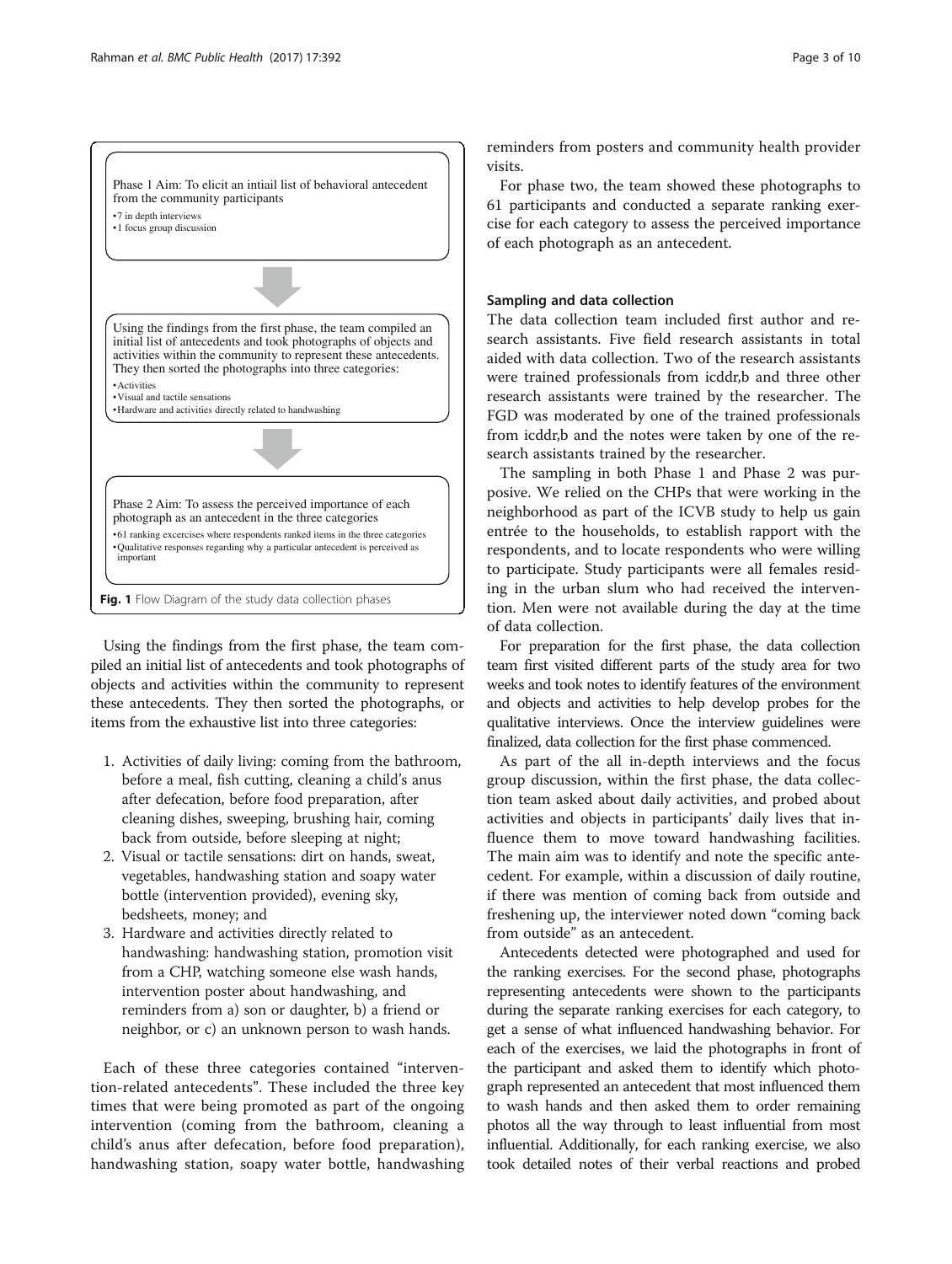Phase 1 Aim: To elicit an intiail list of behavioral antecedent from the community participants

- 7 in depth interviews
- 1 focus group discussion

Using the findings from the first phase, the team compiled an initial list of antecedents and took photographs of objects and activities within the community to represent these antecedents. They then sorted the photographs into three categories:

- Activities
- Visual and tactile sensations
- Hardware and activities directly related to handwashing

Phase 2 Aim: To assess the perceived importance of each photograph as an antecedent in the three categories

- 61 ranking excercises where respondents ranked items in the three categories
- Qualitative responses regarding why a particular antecedent is perceived as important

**Fig. 1** Flow Diagram of the study data collection phases

Using the findings from the first phase, the team compiled an initial list of antecedents and took photographs of objects and activities within the community to represent these antecedents. They then sorted the photographs, or items from the exhaustive list into three categories:

1. Activities of daily living: coming from the bathroom, before a meal, fish cutting, cleaning a child's anus after defecation, before food preparation, after cleaning dishes, sweeping, brushing hair, coming back from outside, before sleeping at night;
2. Visual or tactile sensations: dirt on hands, sweat, vegetables, handwashing station and soapy water bottle (intervention provided), evening sky, bedsheets, money; and
3. Hardware and activities directly related to handwashing: handwashing station, promotion visit from a CHP, watching someone else wash hands, intervention poster about handwashing, and reminders from a) son or daughter, b) a friend or neighbor, or c) an unknown person to wash hands.

Each of these three categories contained "intervention-related antecedents". These included the three key times that were being promoted as part of the ongoing intervention (coming from the bathroom, cleaning a child's anus after defecation, before food preparation), handwashing station, soapy water bottle, handwashing reminders from posters and community health provider visits.

For phase two, the team showed these photographs to 61 participants and conducted a separate ranking exercise for each category to assess the perceived importance of each photograph as an antecedent.

### Sampling and data collection

The data collection team included first author and research assistants. Five field research assistants in total aided with data collection. Two of the research assistants were trained professionals from icddr,b and three other research assistants were trained by the researcher. The FGD was moderated by one of the trained professionals from icddr,b and the notes were taken by one of the research assistants trained by the researcher.

The sampling in both Phase 1 and Phase 2 was purposive. We relied on the CHPs that were working in the neighborhood as part of the ICVB study to help us gain entrée to the households, to establish rapport with the respondents, and to locate respondents who were willing to participate. Study participants were all females residing in the urban slum who had received the intervention. Men were not available during the day at the time of data collection.

For preparation for the first phase, the data collection team first visited different parts of the study area for two weeks and took notes to identify features of the environment and objects and activities to help develop probes for the qualitative interviews. Once the interview guidelines were finalized, data collection for the first phase commenced.

As part of the all in-depth interviews and the focus group discussion, within the first phase, the data collection team asked about daily activities, and probed about activities and objects in participants' daily lives that influence them to move toward handwashing facilities. The main aim was to identify and note the specific antecedent. For example, within a discussion of daily routine, if there was mention of coming back from outside and freshening up, the interviewer noted down "coming back from outside" as an antecedent.

Antecedents detected were photographed and used for the ranking exercises. For the second phase, photographs representing antecedents were shown to the participants during the separate ranking exercises for each category, to get a sense of what influenced handwashing behavior. For each of the exercises, we laid the photographs in front of the participant and asked them to identify which photograph represented an antecedent that most influenced them to wash hands and then asked them to order remaining photos all the way through to least influential from most influential. Additionally, for each ranking exercise, we also took detailed notes of their verbal reactions and probed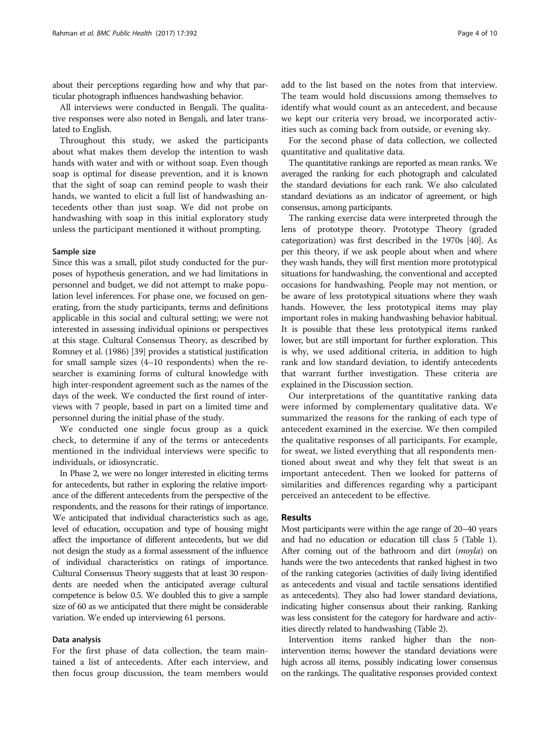about their perceptions regarding how and why that particular photograph influences handwashing behavior.

All interviews were conducted in Bengali. The qualitative responses were also noted in Bengali, and later translated to English.

Throughout this study, we asked the participants about what makes them develop the intention to wash hands with water and with or without soap. Even though soap is optimal for disease prevention, and it is known that the sight of soap can remind people to wash their hands, we wanted to elicit a full list of handwashing antecedents other than just soap. We did not probe on handwashing with soap in this initial exploratory study unless the participant mentioned it without prompting.

### Sample size

Since this was a small, pilot study conducted for the purposes of hypothesis generation, and we had limitations in personnel and budget, we did not attempt to make population level inferences. For phase one, we focused on generating, from the study participants, terms and definitions applicable in this social and cultural setting; we were not interested in assessing individual opinions or perspectives at this stage. Cultural Consensus Theory, as described by Romney et al. (1986) [39] provides a statistical justification for small sample sizes (4–10 respondents) when the researcher is examining forms of cultural knowledge with high inter-respondent agreement such as the names of the days of the week. We conducted the first round of interviews with 7 people, based in part on a limited time and personnel during the initial phase of the study.

We conducted one single focus group as a quick check, to determine if any of the terms or antecedents mentioned in the individual interviews were specific to individuals, or idiosyncratic.

In Phase 2, we were no longer interested in eliciting terms for antecedents, but rather in exploring the relative importance of the different antecedents from the perspective of the respondents, and the reasons for their ratings of importance. We anticipated that individual characteristics such as age, level of education, occupation and type of housing might affect the importance of different antecedents, but we did not design the study as a formal assessment of the influence of individual characteristics on ratings of importance. Cultural Consensus Theory suggests that at least 30 respondents are needed when the anticipated average cultural competence is below 0.5. We doubled this to give a sample size of 60 as we anticipated that there might be considerable variation. We ended up interviewing 61 persons.

### Data analysis

For the first phase of data collection, the team maintained a list of antecedents. After each interview, and then focus group discussion, the team members would add to the list based on the notes from that interview. The team would hold discussions among themselves to identify what would count as an antecedent, and because we kept our criteria very broad, we incorporated activities such as coming back from outside, or evening sky.

For the second phase of data collection, we collected quantitative and qualitative data.

The quantitative rankings are reported as mean ranks. We averaged the ranking for each photograph and calculated the standard deviations for each rank. We also calculated standard deviations as an indicator of agreement, or high consensus, among participants.

The ranking exercise data were interpreted through the lens of prototype theory. Prototype Theory (graded categorization) was first described in the 1970s [40]. As per this theory, if we ask people about when and where they wash hands, they will first mention more prototypical situations for handwashing, the conventional and accepted occasions for handwashing. People may not mention, or be aware of less prototypical situations where they wash hands. However, the less prototypical items may play important roles in making handwashing behavior habitual. It is possible that these less prototypical items ranked lower, but are still important for further exploration. This is why, we used additional criteria, in addition to high rank and low standard deviation, to identify antecedents that warrant further investigation. These criteria are explained in the Discussion section.

Our interpretations of the quantitative ranking data were informed by complementary qualitative data. We summarized the reasons for the ranking of each type of antecedent examined in the exercise. We then compiled the qualitative responses of all participants. For example, for sweat, we listed everything that all respondents mentioned about sweat and why they felt that sweat is an important antecedent. Then we looked for patterns of similarities and differences regarding why a participant perceived an antecedent to be effective.

## Results

Most participants were within the age range of 20–40 years and had no education or education till class 5 (Table 1). After coming out of the bathroom and dirt (*moyla*) on hands were the two antecedents that ranked highest in two of the ranking categories (activities of daily living identified as antecedents and visual and tactile sensations identified as antecedents). They also had lower standard deviations, indicating higher consensus about their ranking. Ranking was less consistent for the category for hardware and activities directly related to handwashing (Table 2).

Intervention items ranked higher than the non-intervention items; however the standard deviations were high across all items, possibly indicating lower consensus on the rankings. The qualitative responses provided context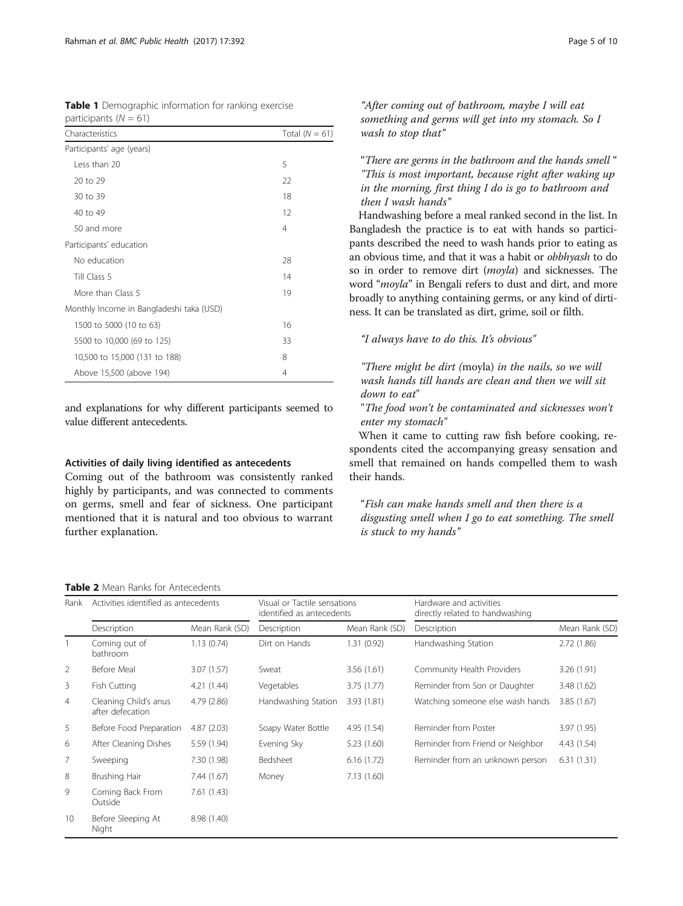**Table 1** Demographic information for ranking exercise participants ($N = 61$)

| Characteristics | Total ($N = 61$) |
|---|---|
| Participants' age (years) | |
| Less than 20 | 5 |
| 20 to 29 | 22 |
| 30 to 39 | 18 |
| 40 to 49 | 12 |
| 50 and more | 4 |
| Participants' education | |
| No education | 28 |
| Till Class 5 | 14 |
| More than Class 5 | 19 |
| Monthly Income in Bangladeshi taka (USD) | |
| 1500 to 5000 (10 to 63) | 16 |
| 5500 to 10,000 (69 to 125) | 33 |
| 10,500 to 15,000 (131 to 188) | 8 |
| Above 15,500 (above 194) | 4 |

and explanations for why different participants seemed to value different antecedents.

### Activities of daily living identified as antecedents

Coming out of the bathroom was consistently ranked highly by participants, and was connected to comments on germs, smell and fear of sickness. One participant mentioned that it is natural and too obvious to warrant further explanation.

> *"After coming out of bathroom, maybe I will eat something and germs will get into my stomach. So I wash to stop that"*

> *"There are germs in the bathroom and the hands smell" "This is most important, because right after waking up in the morning, first thing I do is go to bathroom and then I wash hands"*

Handwashing before a meal ranked second in the list. In Bangladesh the practice is to eat with hands so participants described the need to wash hands prior to eating as an obvious time, and that it was a habit or *obbhyash* to do so in order to remove dirt (*moyla*) and sicknesses. The word "*moyla*" in Bengali refers to dust and dirt, and more broadly to anything containing germs, or any kind of dirtiness. It can be translated as dirt, grime, soil or filth.

> *"I always have to do this. It's obvious"*

> *"There might be dirt (*moyla*) in the nails, so we will wash hands till hands are clean and then we will sit down to eat"*
> *"The food won't be contaminated and sicknesses won't enter my stomach"*

When it came to cutting raw fish before cooking, respondents cited the accompanying greasy sensation and smell that remained on hands compelled them to wash their hands.

> *"Fish can make hands smell and then there is a disgusting smell when I go to eat something. The smell is stuck to my hands"*

**Table 2** Mean Ranks for Antecedents

| Rank | Activities identified as antecedents | | Visual or Tactile sensations identified as antecedents | | Hardware and activities directly related to handwashing | |
|---|---|---|---|---|---|---|
| | Description | Mean Rank (SD) | Description | Mean Rank (SD) | Description | Mean Rank (SD) |
| 1 | Coming out of bathroom | 1.13 (0.74) | Dirt on Hands | 1.31 (0.92) | Handwashing Station | 2.72 (1.86) |
| 2 | Before Meal | 3.07 (1.57) | Sweat | 3.56 (1.61) | Community Health Providers | 3.26 (1.91) |
| 3 | Fish Cutting | 4.21 (1.44) | Vegetables | 3.75 (1.77) | Reminder from Son or Daughter | 3.48 (1.62) |
| 4 | Cleaning Child's anus after defecation | 4.79 (2.86) | Handwashing Station | 3.93 (1.81) | Watching someone else wash hands | 3.85 (1.67) |
| 5 | Before Food Preparation | 4.87 (2.03) | Soapy Water Bottle | 4.95 (1.54) | Reminder from Poster | 3.97 (1.95) |
| 6 | After Cleaning Dishes | 5.59 (1.94) | Evening Sky | 5.23 (1.60) | Reminder from Friend or Neighbor | 4.43 (1.54) |
| 7 | Sweeping | 7.30 (1.98) | Bedsheet | 6.16 (1.72) | Reminder from an unknown person | 6.31 (1.31) |
| 8 | Brushing Hair | 7.44 (1.67) | Money | 7.13 (1.60) | | |
| 9 | Coming Back From Outside | 7.61 (1.43) | | | | |
| 10 | Before Sleeping At Night | 8.98 (1.40) | | | | |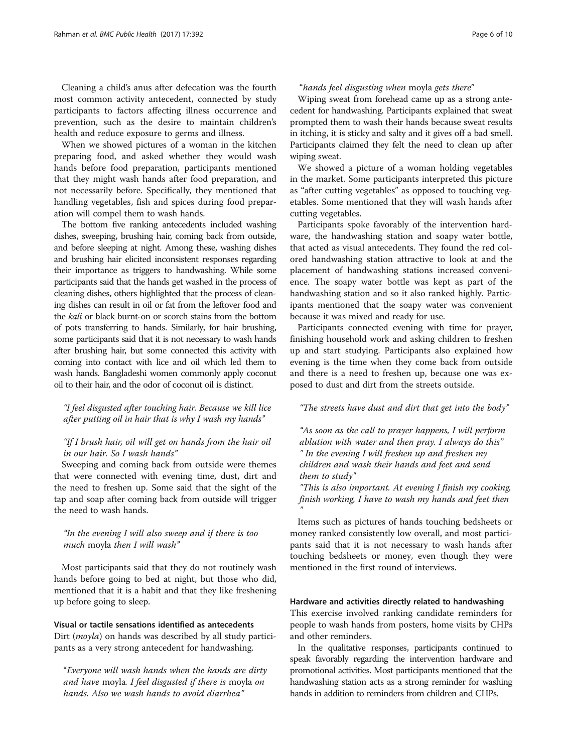Cleaning a child's anus after defecation was the fourth most common activity antecedent, connected by study participants to factors affecting illness occurrence and prevention, such as the desire to maintain children's health and reduce exposure to germs and illness.

When we showed pictures of a woman in the kitchen preparing food, and asked whether they would wash hands before food preparation, participants mentioned that they might wash hands after food preparation, and not necessarily before. Specifically, they mentioned that handling vegetables, fish and spices during food preparation will compel them to wash hands.

The bottom five ranking antecedents included washing dishes, sweeping, brushing hair, coming back from outside, and before sleeping at night. Among these, washing dishes and brushing hair elicited inconsistent responses regarding their importance as triggers to handwashing. While some participants said that the hands get washed in the process of cleaning dishes, others highlighted that the process of cleaning dishes can result in oil or fat from the leftover food and the *kali* or black burnt-on or scorch stains from the bottom of pots transferring to hands. Similarly, for hair brushing, some participants said that it is not necessary to wash hands after brushing hair, but some connected this activity with coming into contact with lice and oil which led them to wash hands. Bangladeshi women commonly apply coconut oil to their hair, and the odor of coconut oil is distinct.

> *"I feel disgusted after touching hair. Because we kill lice after putting oil in hair that is why I wash my hands"*
>
> *"If I brush hair, oil will get on hands from the hair oil in our hair. So I wash hands"*

Sweeping and coming back from outside were themes that were connected with evening time, dust, dirt and the need to freshen up. Some said that the sight of the tap and soap after coming back from outside will trigger the need to wash hands.

> *"In the evening I will also sweep and if there is too much* moyla *then I will wash"*

Most participants said that they do not routinely wash hands before going to bed at night, but those who did, mentioned that it is a habit and that they like freshening up before going to sleep.

### Visual or tactile sensations identified as antecedents

Dirt (*moyla*) on hands was described by all study participants as a very strong antecedent for handwashing.

> *"Everyone will wash hands when the hands are dirty and have* moyla*. I feel disgusted if there is* moyla *on hands. Also we wash hands to avoid diarrhea"*
>
> *"hands feel disgusting when* moyla *gets there"*

Wiping sweat from forehead came up as a strong antecedent for handwashing. Participants explained that sweat prompted them to wash their hands because sweat results in itching, it is sticky and salty and it gives off a bad smell. Participants claimed they felt the need to clean up after wiping sweat.

We showed a picture of a woman holding vegetables in the market. Some participants interpreted this picture as "after cutting vegetables" as opposed to touching vegetables. Some mentioned that they will wash hands after cutting vegetables.

Participants spoke favorably of the intervention hardware, the handwashing station and soapy water bottle, that acted as visual antecedents. They found the red colored handwashing station attractive to look at and the placement of handwashing stations increased convenience. The soapy water bottle was kept as part of the handwashing station and so it also ranked highly. Participants mentioned that the soapy water was convenient because it was mixed and ready for use.

Participants connected evening with time for prayer, finishing household work and asking children to freshen up and start studying. Participants also explained how evening is the time when they come back from outside and there is a need to freshen up, because one was exposed to dust and dirt from the streets outside.

> *"The streets have dust and dirt that get into the body"*
>
> *"As soon as the call to prayer happens, I will perform ablution with water and then pray. I always do this"*
> *" In the evening I will freshen up and freshen my children and wash their hands and feet and send them to study"*
> *"This is also important. At evening I finish my cooking, finish working, I have to wash my hands and feet then "*

Items such as pictures of hands touching bedsheets or money ranked consistently low overall, and most participants said that it is not necessary to wash hands after touching bedsheets or money, even though they were mentioned in the first round of interviews.

### Hardware and activities directly related to handwashing

This exercise involved ranking candidate reminders for people to wash hands from posters, home visits by CHPs and other reminders.

In the qualitative responses, participants continued to speak favorably regarding the intervention hardware and promotional activities. Most participants mentioned that the handwashing station acts as a strong reminder for washing hands in addition to reminders from children and CHPs.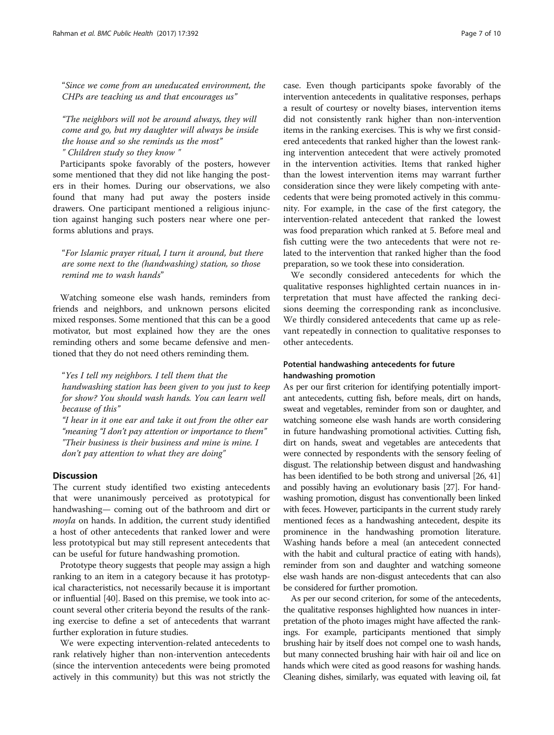*"Since we come from an uneducated environment, the CHPs are teaching us and that encourages us"*

*"The neighbors will not be around always, they will come and go, but my daughter will always be inside the house and so she reminds us the most"*

*" Children study so they know "*

Participants spoke favorably of the posters, however some mentioned that they did not like hanging the posters in their homes. During our observations, we also found that many had put away the posters inside drawers. One participant mentioned a religious injunction against hanging such posters near where one performs ablutions and prays.

*"For Islamic prayer ritual, I turn it around, but there are some next to the (handwashing) station, so those remind me to wash hands"*

Watching someone else wash hands, reminders from friends and neighbors, and unknown persons elicited mixed responses. Some mentioned that this can be a good motivator, but most explained how they are the ones reminding others and some became defensive and mentioned that they do not need others reminding them.

*"Yes I tell my neighbors. I tell them that the handwashing station has been given to you just to keep for show? You should wash hands. You can learn well because of this"*

*"I hear in it one ear and take it out from the other ear "meaning "I don't pay attention or importance to them"*

*"Their business is their business and mine is mine. I don't pay attention to what they are doing"*

## Discussion

The current study identified two existing antecedents that were unanimously perceived as prototypical for handwashing— coming out of the bathroom and dirt or *moyla* on hands. In addition, the current study identified a host of other antecedents that ranked lower and were less prototypical but may still represent antecedents that can be useful for future handwashing promotion.

Prototype theory suggests that people may assign a high ranking to an item in a category because it has prototypical characteristics, not necessarily because it is important or influential [40]. Based on this premise, we took into account several other criteria beyond the results of the ranking exercise to define a set of antecedents that warrant further exploration in future studies.

We were expecting intervention-related antecedents to rank relatively higher than non-intervention antecedents (since the intervention antecedents were being promoted actively in this community) but this was not strictly the case. Even though participants spoke favorably of the intervention antecedents in qualitative responses, perhaps a result of courtesy or novelty biases, intervention items did not consistently rank higher than non-intervention items in the ranking exercises. This is why we first considered antecedents that ranked higher than the lowest ranking intervention antecedent that were actively promoted in the intervention activities. Items that ranked higher than the lowest intervention items may warrant further consideration since they were likely competing with antecedents that were being promoted actively in this community. For example, in the case of the first category, the intervention-related antecedent that ranked the lowest was food preparation which ranked at 5. Before meal and fish cutting were the two antecedents that were not related to the intervention that ranked higher than the food preparation, so we took these into consideration.

We secondly considered antecedents for which the qualitative responses highlighted certain nuances in interpretation that must have affected the ranking decisions deeming the corresponding rank as inconclusive. We thirdly considered antecedents that came up as relevant repeatedly in connection to qualitative responses to other antecedents.

### Potential handwashing antecedents for future handwashing promotion

As per our first criterion for identifying potentially important antecedents, cutting fish, before meals, dirt on hands, sweat and vegetables, reminder from son or daughter, and watching someone else wash hands are worth considering in future handwashing promotional activities. Cutting fish, dirt on hands, sweat and vegetables are antecedents that were connected by respondents with the sensory feeling of disgust. The relationship between disgust and handwashing has been identified to be both strong and universal [26, 41] and possibly having an evolutionary basis [27]. For handwashing promotion, disgust has conventionally been linked with feces. However, participants in the current study rarely mentioned feces as a handwashing antecedent, despite its prominence in the handwashing promotion literature. Washing hands before a meal (an antecedent connected with the habit and cultural practice of eating with hands), reminder from son and daughter and watching someone else wash hands are non-disgust antecedents that can also be considered for further promotion.

As per our second criterion, for some of the antecedents, the qualitative responses highlighted how nuances in interpretation of the photo images might have affected the rankings. For example, participants mentioned that simply brushing hair by itself does not compel one to wash hands, but many connected brushing hair with hair oil and lice on hands which were cited as good reasons for washing hands. Cleaning dishes, similarly, was equated with leaving oil, fat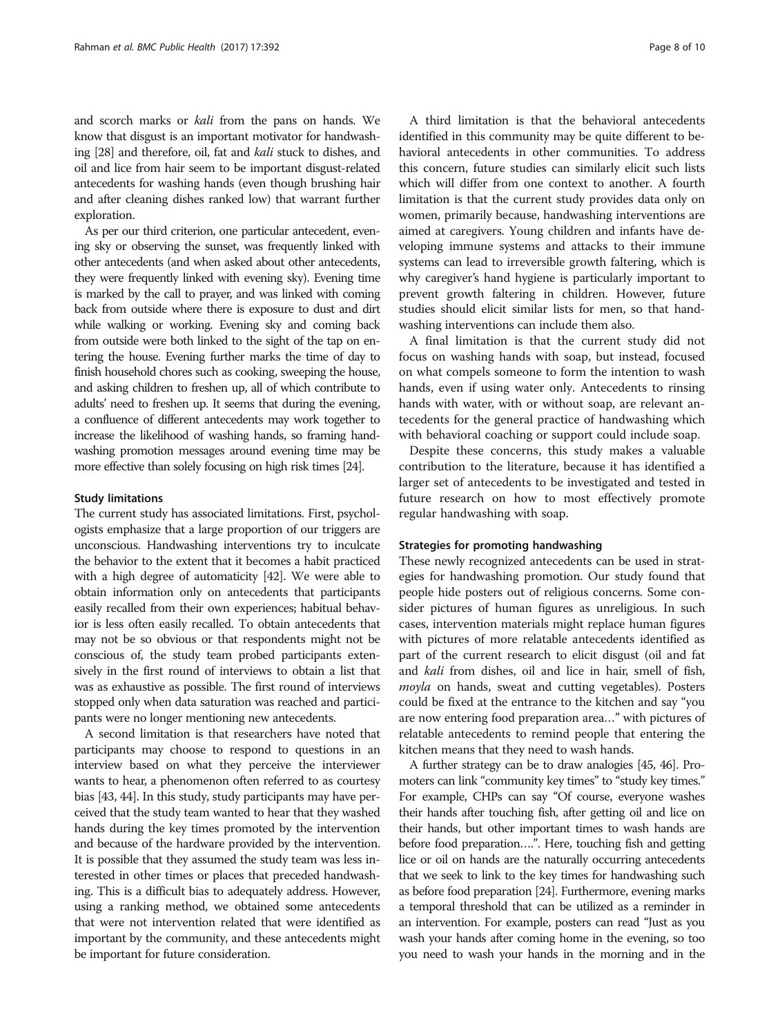and scorch marks or *kali* from the pans on hands. We know that disgust is an important motivator for handwashing [28] and therefore, oil, fat and *kali* stuck to dishes, and oil and lice from hair seem to be important disgust-related antecedents for washing hands (even though brushing hair and after cleaning dishes ranked low) that warrant further exploration.

As per our third criterion, one particular antecedent, evening sky or observing the sunset, was frequently linked with other antecedents (and when asked about other antecedents, they were frequently linked with evening sky). Evening time is marked by the call to prayer, and was linked with coming back from outside where there is exposure to dust and dirt while walking or working. Evening sky and coming back from outside were both linked to the sight of the tap on entering the house. Evening further marks the time of day to finish household chores such as cooking, sweeping the house, and asking children to freshen up, all of which contribute to adults' need to freshen up. It seems that during the evening, a confluence of different antecedents may work together to increase the likelihood of washing hands, so framing handwashing promotion messages around evening time may be more effective than solely focusing on high risk times [24].

### Study limitations

The current study has associated limitations. First, psychologists emphasize that a large proportion of our triggers are unconscious. Handwashing interventions try to inculcate the behavior to the extent that it becomes a habit practiced with a high degree of automaticity [42]. We were able to obtain information only on antecedents that participants easily recalled from their own experiences; habitual behavior is less often easily recalled. To obtain antecedents that may not be so obvious or that respondents might not be conscious of, the study team probed participants extensively in the first round of interviews to obtain a list that was as exhaustive as possible. The first round of interviews stopped only when data saturation was reached and participants were no longer mentioning new antecedents.

A second limitation is that researchers have noted that participants may choose to respond to questions in an interview based on what they perceive the interviewer wants to hear, a phenomenon often referred to as courtesy bias [43, 44]. In this study, study participants may have perceived that the study team wanted to hear that they washed hands during the key times promoted by the intervention and because of the hardware provided by the intervention. It is possible that they assumed the study team was less interested in other times or places that preceded handwashing. This is a difficult bias to adequately address. However, using a ranking method, we obtained some antecedents that were not intervention related that were identified as important by the community, and these antecedents might be important for future consideration.

A third limitation is that the behavioral antecedents identified in this community may be quite different to behavioral antecedents in other communities. To address this concern, future studies can similarly elicit such lists which will differ from one context to another. A fourth limitation is that the current study provides data only on women, primarily because, handwashing interventions are aimed at caregivers. Young children and infants have developing immune systems and attacks to their immune systems can lead to irreversible growth faltering, which is why caregiver's hand hygiene is particularly important to prevent growth faltering in children. However, future studies should elicit similar lists for men, so that handwashing interventions can include them also.

A final limitation is that the current study did not focus on washing hands with soap, but instead, focused on what compels someone to form the intention to wash hands, even if using water only. Antecedents to rinsing hands with water, with or without soap, are relevant antecedents for the general practice of handwashing which with behavioral coaching or support could include soap.

Despite these concerns, this study makes a valuable contribution to the literature, because it has identified a larger set of antecedents to be investigated and tested in future research on how to most effectively promote regular handwashing with soap.

### Strategies for promoting handwashing

These newly recognized antecedents can be used in strategies for handwashing promotion. Our study found that people hide posters out of religious concerns. Some consider pictures of human figures as unreligious. In such cases, intervention materials might replace human figures with pictures of more relatable antecedents identified as part of the current research to elicit disgust (oil and fat and *kali* from dishes, oil and lice in hair, smell of fish, *moyla* on hands, sweat and cutting vegetables). Posters could be fixed at the entrance to the kitchen and say "you are now entering food preparation area…" with pictures of relatable antecedents to remind people that entering the kitchen means that they need to wash hands.

A further strategy can be to draw analogies [45, 46]. Promoters can link "community key times" to "study key times." For example, CHPs can say "Of course, everyone washes their hands after touching fish, after getting oil and lice on their hands, but other important times to wash hands are before food preparation….". Here, touching fish and getting lice or oil on hands are the naturally occurring antecedents that we seek to link to the key times for handwashing such as before food preparation [24]. Furthermore, evening marks a temporal threshold that can be utilized as a reminder in an intervention. For example, posters can read "Just as you wash your hands after coming home in the evening, so too you need to wash your hands in the morning and in the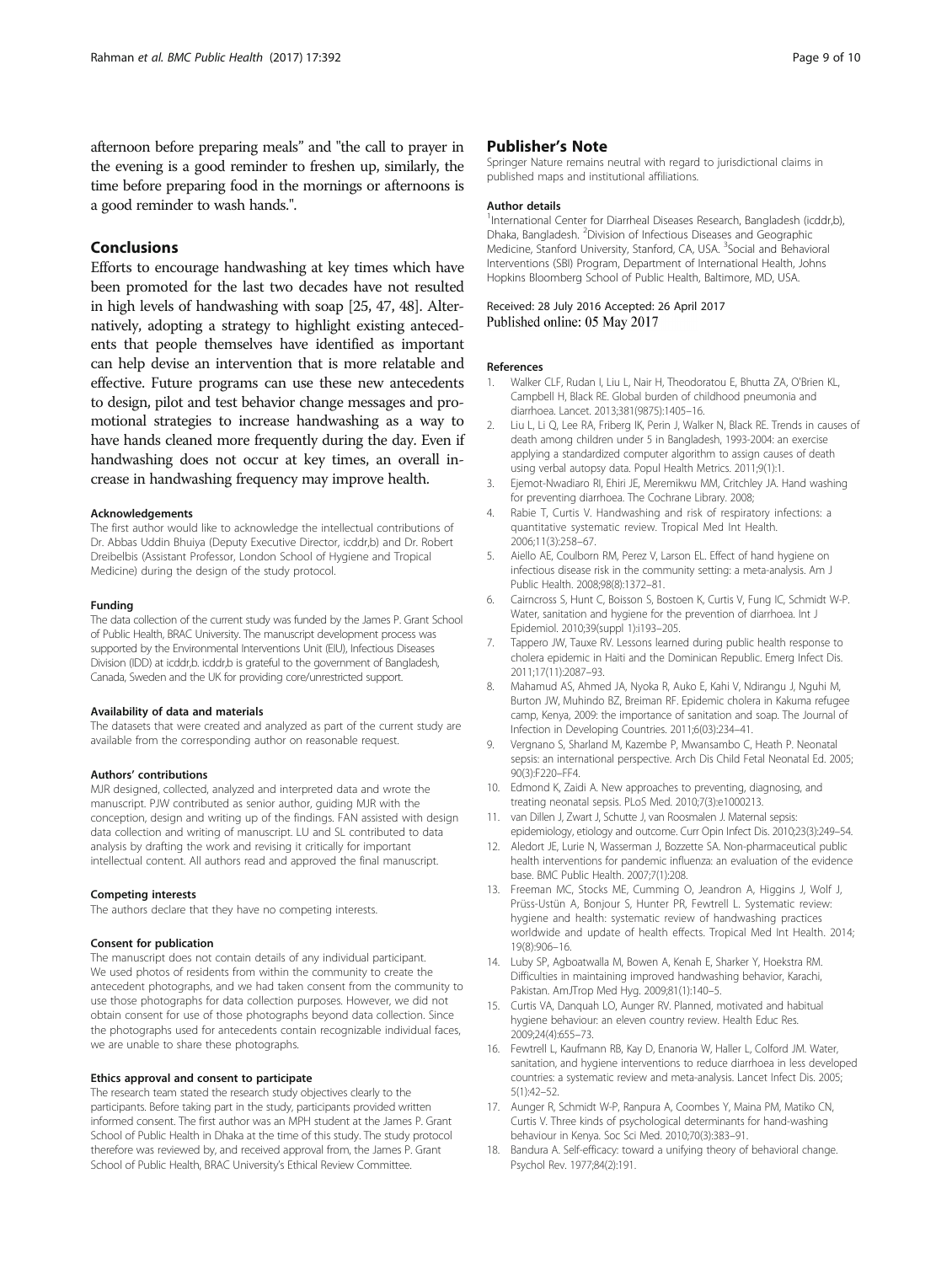afternoon before preparing meals" and "the call to prayer in the evening is a good reminder to freshen up, similarly, the time before preparing food in the mornings or afternoons is a good reminder to wash hands.".

## Conclusions

Efforts to encourage handwashing at key times which have been promoted for the last two decades have not resulted in high levels of handwashing with soap [25, 47, 48]. Alternatively, adopting a strategy to highlight existing antecedents that people themselves have identified as important can help devise an intervention that is more relatable and effective. Future programs can use these new antecedents to design, pilot and test behavior change messages and promotional strategies to increase handwashing as a way to have hands cleaned more frequently during the day. Even if handwashing does not occur at key times, an overall increase in handwashing frequency may improve health.

#### Acknowledgements

The first author would like to acknowledge the intellectual contributions of Dr. Abbas Uddin Bhuiya (Deputy Executive Director, icddr,b) and Dr. Robert Dreibelbis (Assistant Professor, London School of Hygiene and Tropical Medicine) during the design of the study protocol.

#### Funding

The data collection of the current study was funded by the James P. Grant School of Public Health, BRAC University. The manuscript development process was supported by the Environmental Interventions Unit (EIU), Infectious Diseases Division (IDD) at icddr,b. icddr,b is grateful to the government of Bangladesh, Canada, Sweden and the UK for providing core/unrestricted support.

#### Availability of data and materials

The datasets that were created and analyzed as part of the current study are available from the corresponding author on reasonable request.

#### Authors' contributions

MJR designed, collected, analyzed and interpreted data and wrote the manuscript. PJW contributed as senior author, guiding MJR with the conception, design and writing up of the findings. FAN assisted with design data collection and writing of manuscript. LU and SL contributed to data analysis by drafting the work and revising it critically for important intellectual content. All authors read and approved the final manuscript.

#### Competing interests

The authors declare that they have no competing interests.

#### Consent for publication

The manuscript does not contain details of any individual participant. We used photos of residents from within the community to create the antecedent photographs, and we had taken consent from the community to use those photographs for data collection purposes. However, we did not obtain consent for use of those photographs beyond data collection. Since the photographs used for antecedents contain recognizable individual faces, we are unable to share these photographs.

#### Ethics approval and consent to participate

The research team stated the research study objectives clearly to the participants. Before taking part in the study, participants provided written informed consent. The first author was an MPH student at the James P. Grant School of Public Health in Dhaka at the time of this study. The study protocol therefore was reviewed by, and received approval from, the James P. Grant School of Public Health, BRAC University's Ethical Review Committee.

## Publisher's Note

Springer Nature remains neutral with regard to jurisdictional claims in published maps and institutional affiliations.

#### Author details

[1]International Center for Diarrheal Diseases Research, Bangladesh (icddr,b), Dhaka, Bangladesh. [2]Division of Infectious Diseases and Geographic Medicine, Stanford University, Stanford, CA, USA. [3]Social and Behavioral Interventions (SBI) Program, Department of International Health, Johns Hopkins Bloomberg School of Public Health, Baltimore, MD, USA.

Received: 28 July 2016 Accepted: 26 April 2017
Published online: 05 May 2017

#### References

1. Walker CLF, Rudan I, Liu L, Nair H, Theodoratou E, Bhutta ZA, O'Brien KL, Campbell H, Black RE. Global burden of childhood pneumonia and diarrhoea. Lancet. 2013;381(9875):1405–16.
2. Liu L, Li Q, Lee RA, Friberg IK, Perin J, Walker N, Black RE. Trends in causes of death among children under 5 in Bangladesh, 1993-2004: an exercise applying a standardized computer algorithm to assign causes of death using verbal autopsy data. Popul Health Metrics. 2011;9(1):1.
3. Ejemot-Nwadiaro RI, Ehiri JE, Meremikwu MM, Critchley JA. Hand washing for preventing diarrhoea. The Cochrane Library. 2008;
4. Rabie T, Curtis V. Handwashing and risk of respiratory infections: a quantitative systematic review. Tropical Med Int Health. 2006;11(3):258–67.
5. Aiello AE, Coulborn RM, Perez V, Larson EL. Effect of hand hygiene on infectious disease risk in the community setting: a meta-analysis. Am J Public Health. 2008;98(8):1372–81.
6. Cairncross S, Hunt C, Boisson S, Bostoen K, Curtis V, Fung IC, Schmidt W-P. Water, sanitation and hygiene for the prevention of diarrhoea. Int J Epidemiol. 2010;39(suppl 1):i193–205.
7. Tappero JW, Tauxe RV. Lessons learned during public health response to cholera epidemic in Haiti and the Dominican Republic. Emerg Infect Dis. 2011;17(11):2087–93.
8. Mahamud AS, Ahmed JA, Nyoka R, Auko E, Kahi V, Ndirangu J, Nguhi M, Burton JW, Muhindo BZ, Breiman RF. Epidemic cholera in Kakuma refugee camp, Kenya, 2009: the importance of sanitation and soap. The Journal of Infection in Developing Countries. 2011;6(03):234–41.
9. Vergnano S, Sharland M, Kazembe P, Mwansambo C, Heath P. Neonatal sepsis: an international perspective. Arch Dis Child Fetal Neonatal Ed. 2005; 90(3):F220–FF4.
10. Edmond K, Zaidi A. New approaches to preventing, diagnosing, and treating neonatal sepsis. PLoS Med. 2010;7(3):e1000213.
11. van Dillen J, Zwart J, Schutte J, van Roosmalen J. Maternal sepsis: epidemiology, etiology and outcome. Curr Opin Infect Dis. 2010;23(3):249–54.
12. Aledort JE, Lurie N, Wasserman J, Bozzette SA. Non-pharmaceutical public health interventions for pandemic influenza: an evaluation of the evidence base. BMC Public Health. 2007;7(1):208.
13. Freeman MC, Stocks ME, Cumming O, Jeandron A, Higgins J, Wolf J, Prüss-Ustün A, Bonjour S, Hunter PR, Fewtrell L. Systematic review: hygiene and health: systematic review of handwashing practices worldwide and update of health effects. Tropical Med Int Health. 2014; 19(8):906–16.
14. Luby SP, Agboatwalla M, Bowen A, Kenah E, Sharker Y, Hoekstra RM. Difficulties in maintaining improved handwashing behavior, Karachi, Pakistan. AmJTrop Med Hyg. 2009;81(1):140–5.
15. Curtis VA, Danquah LO, Aunger RV. Planned, motivated and habitual hygiene behaviour: an eleven country review. Health Educ Res. 2009;24(4):655–73.
16. Fewtrell L, Kaufmann RB, Kay D, Enanoria W, Haller L, Colford JM. Water, sanitation, and hygiene interventions to reduce diarrhoea in less developed countries: a systematic review and meta-analysis. Lancet Infect Dis. 2005; 5(1):42–52.
17. Aunger R, Schmidt W-P, Ranpura A, Coombes Y, Maina PM, Matiko CN, Curtis V. Three kinds of psychological determinants for hand-washing behaviour in Kenya. Soc Sci Med. 2010;70(3):383–91.
18. Bandura A. Self-efficacy: toward a unifying theory of behavioral change. Psychol Rev. 1977;84(2):191.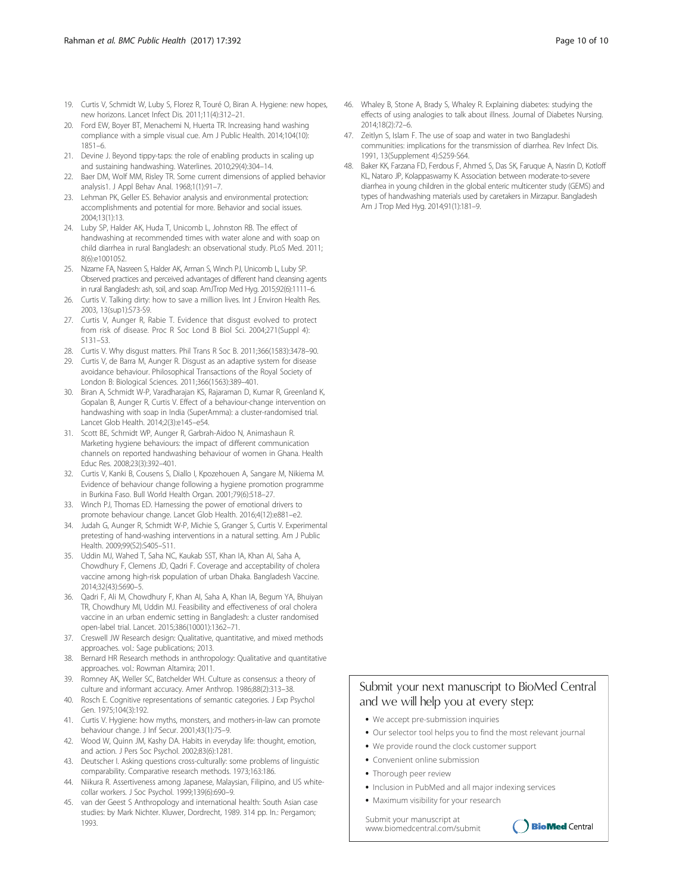19. Curtis V, Schmidt W, Luby S, Florez R, Touré O, Biran A. Hygiene: new hopes, new horizons. Lancet Infect Dis. 2011;11(4):312–21.
20. Ford EW, Boyer BT, Menachemi N, Huerta TR. Increasing hand washing compliance with a simple visual cue. Am J Public Health. 2014;104(10): 1851–6.
21. Devine J. Beyond tippy-taps: the role of enabling products in scaling up and sustaining handwashing. Waterlines. 2010;29(4):304–14.
22. Baer DM, Wolf MM, Risley TR. Some current dimensions of applied behavior analysis1. J Appl Behav Anal. 1968;1(1):91–7.
23. Lehman PK, Geller ES. Behavior analysis and environmental protection: accomplishments and potential for more. Behavior and social issues. 2004;13(1):13.
24. Luby SP, Halder AK, Huda T, Unicomb L, Johnston RB. The effect of handwashing at recommended times with water alone and with soap on child diarrhea in rural Bangladesh: an observational study. PLoS Med. 2011; 8(6):e1001052.
25. Nizame FA, Nasreen S, Halder AK, Arman S, Winch PJ, Unicomb L, Luby SP. Observed practices and perceived advantages of different hand cleansing agents in rural Bangladesh: ash, soil, and soap. AmJTrop Med Hyg. 2015;92(6):1111–6.
26. Curtis V. Talking dirty: how to save a million lives. Int J Environ Health Res. 2003, 13(sup1):S73-S9.
27. Curtis V, Aunger R, Rabie T. Evidence that disgust evolved to protect from risk of disease. Proc R Soc Lond B Biol Sci. 2004;271(Suppl 4): S131–S3.
28. Curtis V. Why disgust matters. Phil Trans R Soc B. 2011;366(1583):3478–90.
29. Curtis V, de Barra M, Aunger R. Disgust as an adaptive system for disease avoidance behaviour. Philosophical Transactions of the Royal Society of London B: Biological Sciences. 2011;366(1563):389–401.
30. Biran A, Schmidt W-P, Varadharajan KS, Rajaraman D, Kumar R, Greenland K, Gopalan B, Aunger R, Curtis V. Effect of a behaviour-change intervention on handwashing with soap in India (SuperAmma): a cluster-randomised trial. Lancet Glob Health. 2014;2(3):e145–e54.
31. Scott BE, Schmidt WP, Aunger R, Garbrah-Aidoo N, Animashaun R. Marketing hygiene behaviours: the impact of different communication channels on reported handwashing behaviour of women in Ghana. Health Educ Res. 2008;23(3):392–401.
32. Curtis V, Kanki B, Cousens S, Diallo I, Kpozehouen A, Sangare M, Nikiema M. Evidence of behaviour change following a hygiene promotion programme in Burkina Faso. Bull World Health Organ. 2001;79(6):518–27.
33. Winch PJ, Thomas ED. Harnessing the power of emotional drivers to promote behaviour change. Lancet Glob Health. 2016;4(12):e881–e2.
34. Judah G, Aunger R, Schmidt W-P, Michie S, Granger S, Curtis V. Experimental pretesting of hand-washing interventions in a natural setting. Am J Public Health. 2009;99(S2):S405–S11.
35. Uddin MJ, Wahed T, Saha NC, Kaukab SST, Khan IA, Khan AI, Saha A, Chowdhury F, Clemens JD, Qadri F. Coverage and acceptability of cholera vaccine among high-risk population of urban Dhaka. Bangladesh Vaccine. 2014;32(43):5690–5.
36. Qadri F, Ali M, Chowdhury F, Khan AI, Saha A, Khan IA, Begum YA, Bhuiyan TR, Chowdhury MI, Uddin MJ. Feasibility and effectiveness of oral cholera vaccine in an urban endemic setting in Bangladesh: a cluster randomised open-label trial. Lancet. 2015;386(10001):1362–71.
37. Creswell JW Research design: Qualitative, quantitative, and mixed methods approaches. vol.: Sage publications; 2013.
38. Bernard HR Research methods in anthropology: Qualitative and quantitative approaches. vol.: Rowman Altamira; 2011.
39. Romney AK, Weller SC, Batchelder WH. Culture as consensus: a theory of culture and informant accuracy. Amer Anthrop. 1986;88(2):313–38.
40. Rosch E. Cognitive representations of semantic categories. J Exp Psychol Gen. 1975;104(3):192.
41. Curtis V. Hygiene: how myths, monsters, and mothers-in-law can promote behaviour change. J Inf Secur. 2001;43(1):75–9.
42. Wood W, Quinn JM, Kashy DA. Habits in everyday life: thought, emotion, and action. J Pers Soc Psychol. 2002;83(6):1281.
43. Deutscher I. Asking questions cross-culturally: some problems of linguistic comparability. Comparative research methods. 1973;163:186.
44. Niikura R. Assertiveness among Japanese, Malaysian, Filipino, and US white-collar workers. J Soc Psychol. 1999;139(6):690–9.
45. van der Geest S Anthropology and international health: South Asian case studies: by Mark Nichter. Kluwer, Dordrecht, 1989. 314 pp. In.: Pergamon; 1993.
46. Whaley B, Stone A, Brady S, Whaley R. Explaining diabetes: studying the effects of using analogies to talk about illness. Journal of Diabetes Nursing. 2014;18(2):72–6.
47. Zeitlyn S, Islam F. The use of soap and water in two Bangladeshi communities: implications for the transmission of diarrhea. Rev Infect Dis. 1991, 13(Supplement 4):S259-S64.
48. Baker KK, Farzana FD, Ferdous F, Ahmed S, Das SK, Faruque A, Nasrin D, Kotloff KL, Nataro JP, Kolappaswamy K. Association between moderate-to-severe diarrhea in young children in the global enteric multicenter study (GEMS) and types of handwashing materials used by caretakers in Mirzapur. Bangladesh Am J Trop Med Hyg. 2014;91(1):181–9.

Submit your next manuscript to BioMed Central and we will help you at every step:

- We accept pre-submission inquiries
- Our selector tool helps you to find the most relevant journal
- We provide round the clock customer support
- Convenient online submission
- Thorough peer review
- Inclusion in PubMed and all major indexing services
- Maximum visibility for your research

Submit your manuscript at www.biomedcentral.com/submit

BioMed Central